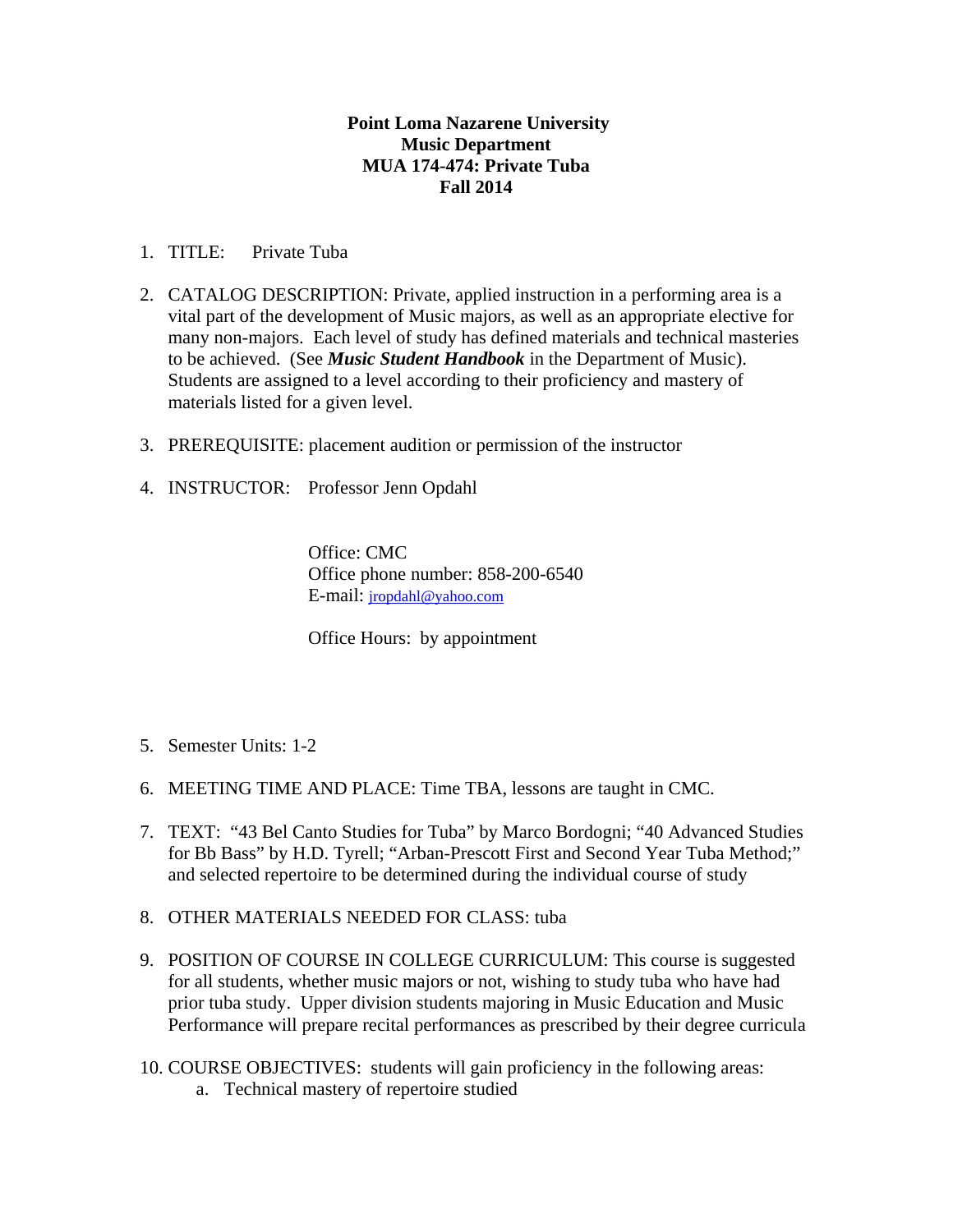**Point Loma Nazarene University**
**Music Department**
**MUA 174-474: Private Tuba**
**Fall 2014**

1. TITLE: Private Tuba

2. CATALOG DESCRIPTION: Private, applied instruction in a performing area is a vital part of the development of Music majors, as well as an appropriate elective for many non-majors. Each level of study has defined materials and technical masteries to be achieved. (See ***Music Student Handbook*** in the Department of Music). Students are assigned to a level according to their proficiency and mastery of materials listed for a given level.

3. PREREQUISITE: placement audition or permission of the instructor

4. INSTRUCTOR: Professor Jenn Opdahl

   Office: CMC
   Office phone number: 858-200-6540
   E-mail: jropdahl@yahoo.com

   Office Hours: by appointment

5. Semester Units: 1-2

6. MEETING TIME AND PLACE: Time TBA, lessons are taught in CMC.

7. TEXT: "43 Bel Canto Studies for Tuba" by Marco Bordogni; "40 Advanced Studies for Bb Bass" by H.D. Tyrell; "Arban-Prescott First and Second Year Tuba Method;" and selected repertoire to be determined during the individual course of study

8. OTHER MATERIALS NEEDED FOR CLASS: tuba

9. POSITION OF COURSE IN COLLEGE CURRICULUM: This course is suggested for all students, whether music majors or not, wishing to study tuba who have had prior tuba study. Upper division students majoring in Music Education and Music Performance will prepare recital performances as prescribed by their degree curricula

10. COURSE OBJECTIVES: students will gain proficiency in the following areas:
    a. Technical mastery of repertoire studied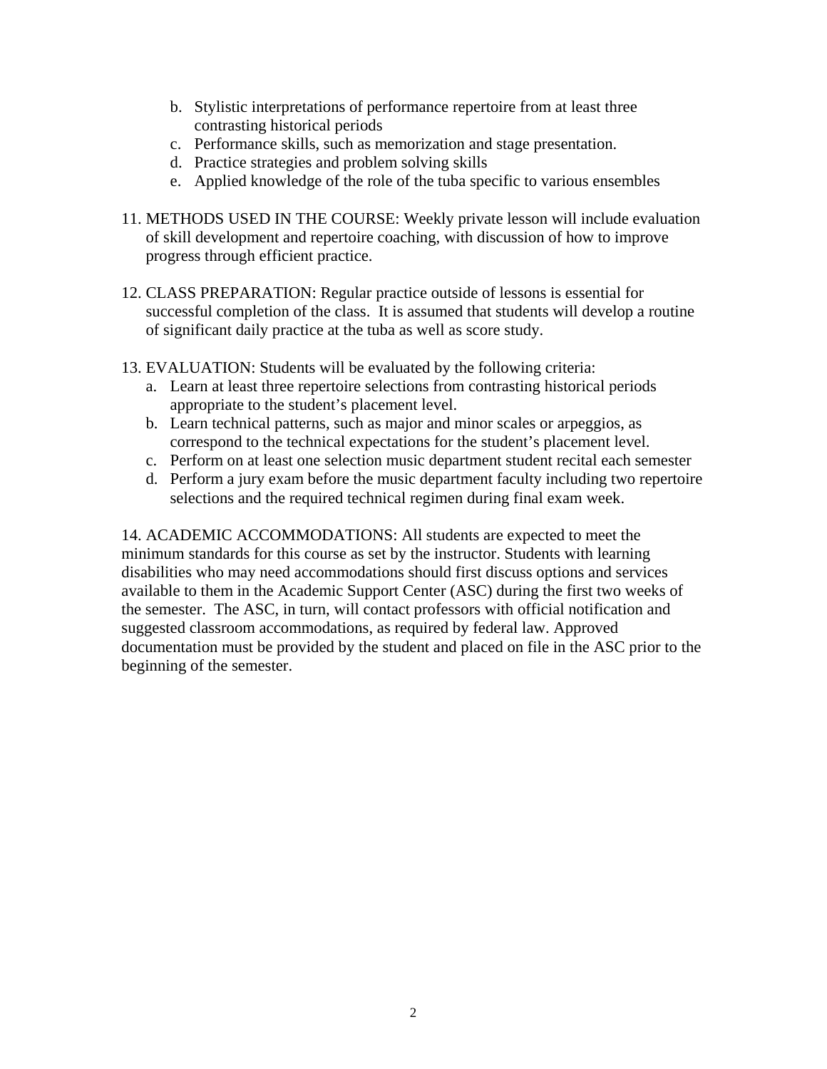b. Stylistic interpretations of performance repertoire from at least three contrasting historical periods
c. Performance skills, such as memorization and stage presentation.
d. Practice strategies and problem solving skills
e. Applied knowledge of the role of the tuba specific to various ensembles

11. METHODS USED IN THE COURSE: Weekly private lesson will include evaluation of skill development and repertoire coaching, with discussion of how to improve progress through efficient practice.

12. CLASS PREPARATION: Regular practice outside of lessons is essential for successful completion of the class. It is assumed that students will develop a routine of significant daily practice at the tuba as well as score study.

13. EVALUATION: Students will be evaluated by the following criteria:
    a. Learn at least three repertoire selections from contrasting historical periods appropriate to the student's placement level.
    b. Learn technical patterns, such as major and minor scales or arpeggios, as correspond to the technical expectations for the student's placement level.
    c. Perform on at least one selection music department student recital each semester
    d. Perform a jury exam before the music department faculty including two repertoire selections and the required technical regimen during final exam week.

14. ACADEMIC ACCOMMODATIONS: All students are expected to meet the minimum standards for this course as set by the instructor. Students with learning disabilities who may need accommodations should first discuss options and services available to them in the Academic Support Center (ASC) during the first two weeks of the semester. The ASC, in turn, will contact professors with official notification and suggested classroom accommodations, as required by federal law. Approved documentation must be provided by the student and placed on file in the ASC prior to the beginning of the semester.